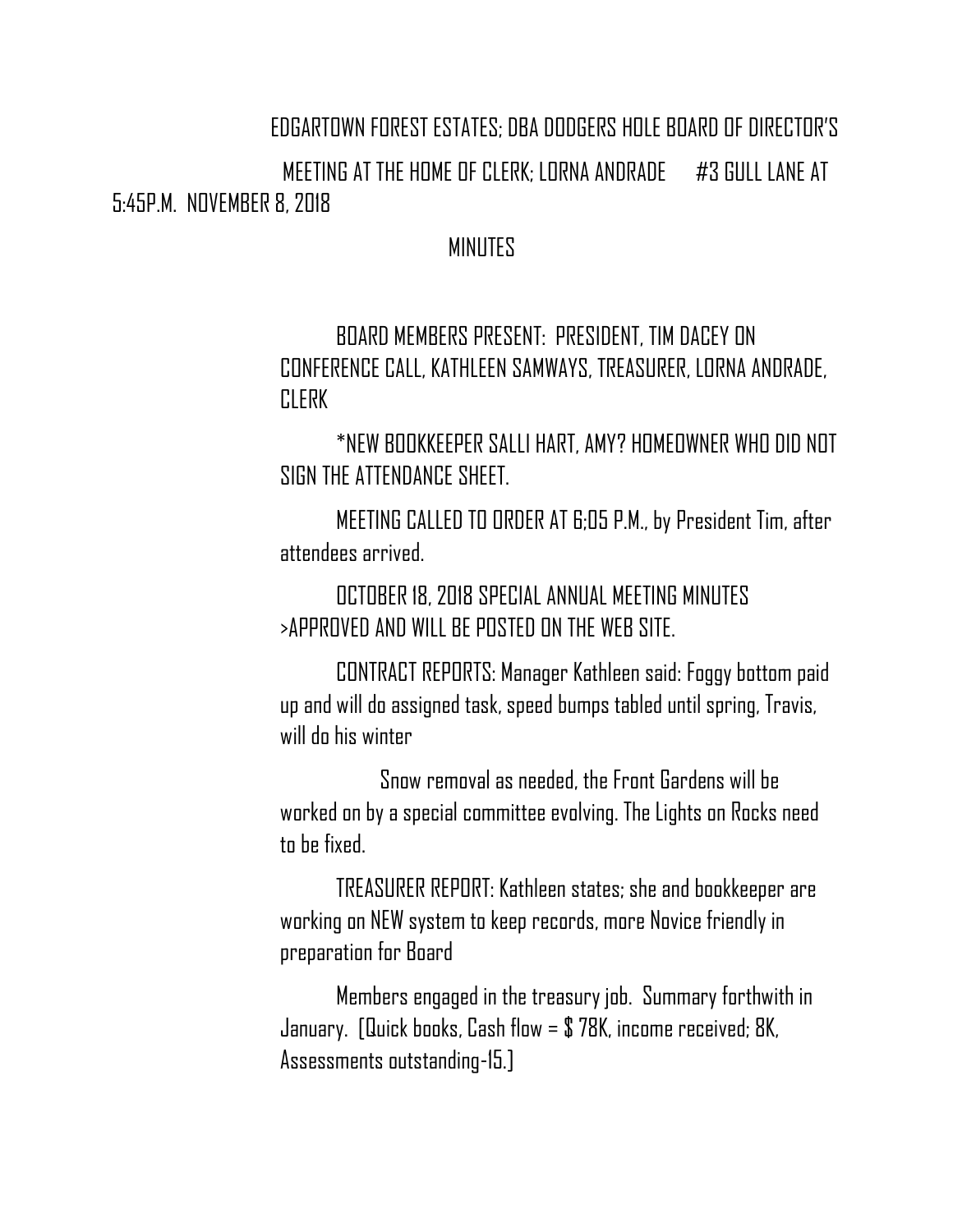EDGARTOWN FOREST ESTATES; DBA DODGERS HOLE BOARD OF DIRECTOR'S

MEETING AT THE HOME OF CLERK; LORNA ANDRADE #3 GULL LANE AT 5:45P.M. NOVEMBER 8, 2018

MINUTES

BOARD MEMBERS PRESENT: PRESIDENT, TIM DACEY ON CONFERENCE CALL, KATHLEEN SAMWAYS, TREASURER, LORNA ANDRADE, CLERK

*NEW BOOKKEEPER SALLI HART, AMY? HOMEOWNER WHO DID NOT SIGN THE ATTENDANCE SHEET.

MEETING CALLED TO ORDER AT 6;05 P.M., by President Tim, after attendees arrived.

OCTOBER 18, 2018 SPECIAL ANNUAL MEETING MINUTES >APPROVED AND WILL BE POSTED ON THE WEB SITE.

CONTRACT REPORTS: Manager Kathleen said: Foggy bottom paid up and will do assigned task, speed bumps tabled until spring, Travis, will do his winter

Snow removal as needed, the Front Gardens will be worked on by a special committee evolving. The Lights on Rocks need to be fixed.

TREASURER REPORT: Kathleen states; she and bookkeeper are working on NEW system to keep records, more Novice friendly in preparation for Board

Members engaged in the treasury job. Summary forthwith in January. [Quick books, Cash flow = $ 78K, income received; 8K, Assessments outstanding-15.]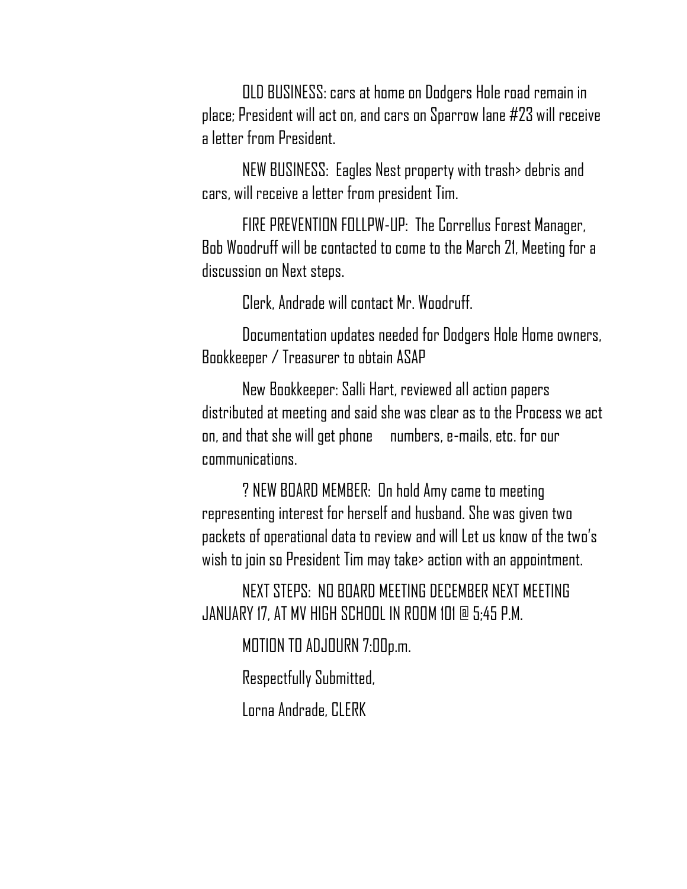OLD BUSINESS: cars at home on Dodgers Hole road remain in place; President will act on, and cars on Sparrow lane #23 will receive a letter from President.

NEW BUSINESS: Eagles Nest property with trash> debris and cars, will receive a letter from president Tim.

FIRE PREVENTION FOLLPW-UP: The Correllus Forest Manager, Bob Woodruff will be contacted to come to the March 21, Meeting for a discussion on Next steps.

Clerk, Andrade will contact Mr. Woodruff.

Documentation updates needed for Dodgers Hole Home owners, Bookkeeper / Treasurer to obtain ASAP

New Bookkeeper: Salli Hart, reviewed all action papers distributed at meeting and said she was clear as to the Process we act on, and that she will get phone numbers, e-mails, etc. for our communications.

? NEW BOARD MEMBER: On hold Amy came to meeting representing interest for herself and husband. She was given two packets of operational data to review and will Let us know of the two's wish to join so President Tim may take> action with an appointment.

NEXT STEPS: NO BOARD MEETING DECEMBER NEXT MEETING JANUARY 17, AT MV HIGH SCHOOL IN ROOM 101 @ 5;45 P.M.

MOTION TO ADJOURN 7:00p.m.

Respectfully Submitted,

Lorna Andrade, CLERK